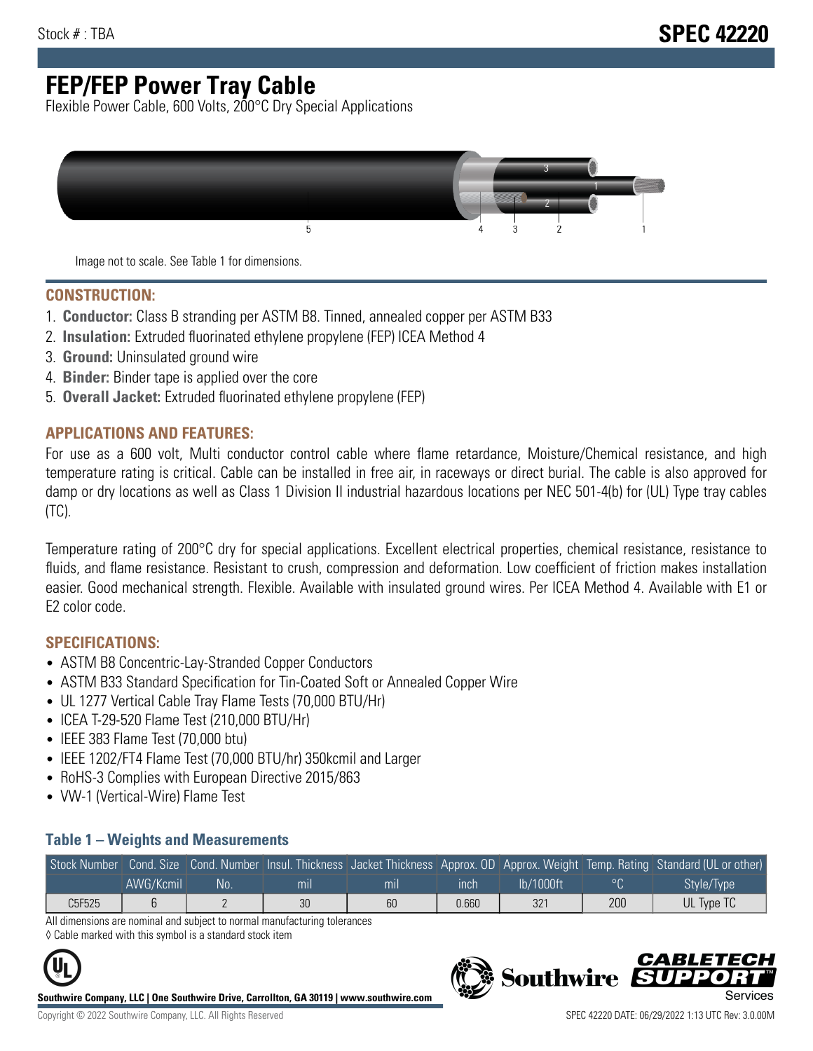Stock # : TBA

# SPEC 42220

# FEP/FEP Power Tray Cable

Flexible Power Cable, 600 Volts, 200°C Dry Special Applications

Image not to scale. See Table 1 for dimensions.

## CONSTRUCTION:

1. **Conductor:** Class B stranding per ASTM B8. Tinned, annealed copper per ASTM B33
2. **Insulation:** Extruded fluorinated ethylene propylene (FEP) ICEA Method 4
3. **Ground:** Uninsulated ground wire
4. **Binder:** Binder tape is applied over the core
5. **Overall Jacket:** Extruded fluorinated ethylene propylene (FEP)

## APPLICATIONS AND FEATURES:

For use as a 600 volt, Multi conductor control cable where flame retardance, Moisture/Chemical resistance, and high temperature rating is critical. Cable can be installed in free air, in raceways or direct burial. The cable is also approved for damp or dry locations as well as Class 1 Division II industrial hazardous locations per NEC 501-4(b) for (UL) Type tray cables (TC).

Temperature rating of 200°C dry for special applications. Excellent electrical properties, chemical resistance, resistance to fluids, and flame resistance. Resistant to crush, compression and deformation. Low coefficient of friction makes installation easier. Good mechanical strength. Flexible. Available with insulated ground wires. Per ICEA Method 4. Available with E1 or E2 color code.

## SPECIFICATIONS:

- ASTM B8 Concentric-Lay-Stranded Copper Conductors
- ASTM B33 Standard Specification for Tin-Coated Soft or Annealed Copper Wire
- UL 1277 Vertical Cable Tray Flame Tests (70,000 BTU/Hr)
- ICEA T-29-520 Flame Test (210,000 BTU/Hr)
- IEEE 383 Flame Test (70,000 btu)
- IEEE 1202/FT4 Flame Test (70,000 BTU/hr) 350kcmil and Larger
- RoHS-3 Complies with European Directive 2015/863
- VW-1 (Vertical-Wire) Flame Test

### Table 1 – Weights and Measurements

| Stock Number | Cond. Size | Cond. Number | Insul. Thickness | Jacket Thickness | Approx. OD | Approx. Weight | Temp. Rating | Standard (UL or other) |
|---|---|---|---|---|---|---|---|---|
| | AWG/Kcmil | No. | mil | mil | inch | lb/1000ft | °C | Style/Type |
| C5F525 | 6 | 2 | 30 | 60 | 0.660 | 321 | 200 | UL Type TC |

All dimensions are nominal and subject to normal manufacturing tolerances

◊ Cable marked with this symbol is a standard stock item

**Southwire Company, LLC | One Southwire Drive, Carrollton, GA 30119 | www.southwire.com**

Copyright © 2022 Southwire Company, LLC. All Rights Reserved

SPEC 42220 DATE: 06/29/2022 1:13 UTC Rev: 3.0.00M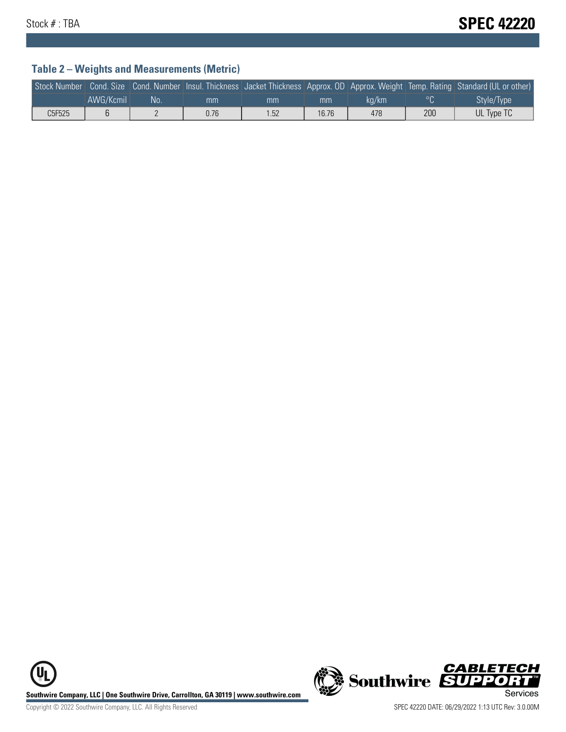### Table 2 – Weights and Measurements (Metric)

| Stock Number | Cond. Size | Cond. Number | Insul. Thickness | Jacket Thickness | Approx. OD | Approx. Weight | Temp. Rating | Standard (UL or other) |
|---|---|---|---|---|---|---|---|---|
| | AWG/Kcmil | No. | mm | mm | mm | kg/km | °C | Style/Type |
| C5F525 | 6 | 2 | 0.76 | 1.52 | 16.76 | 478 | 200 | UL Type TC |

**Southwire Company, LLC | One Southwire Drive, Carrollton, GA 30119 | www.southwire.com**

Copyright © 2022 Southwire Company, LLC. All Rights Reserved

SPEC 42220 DATE: 06/29/2022 1:13 UTC Rev: 3.0.00M